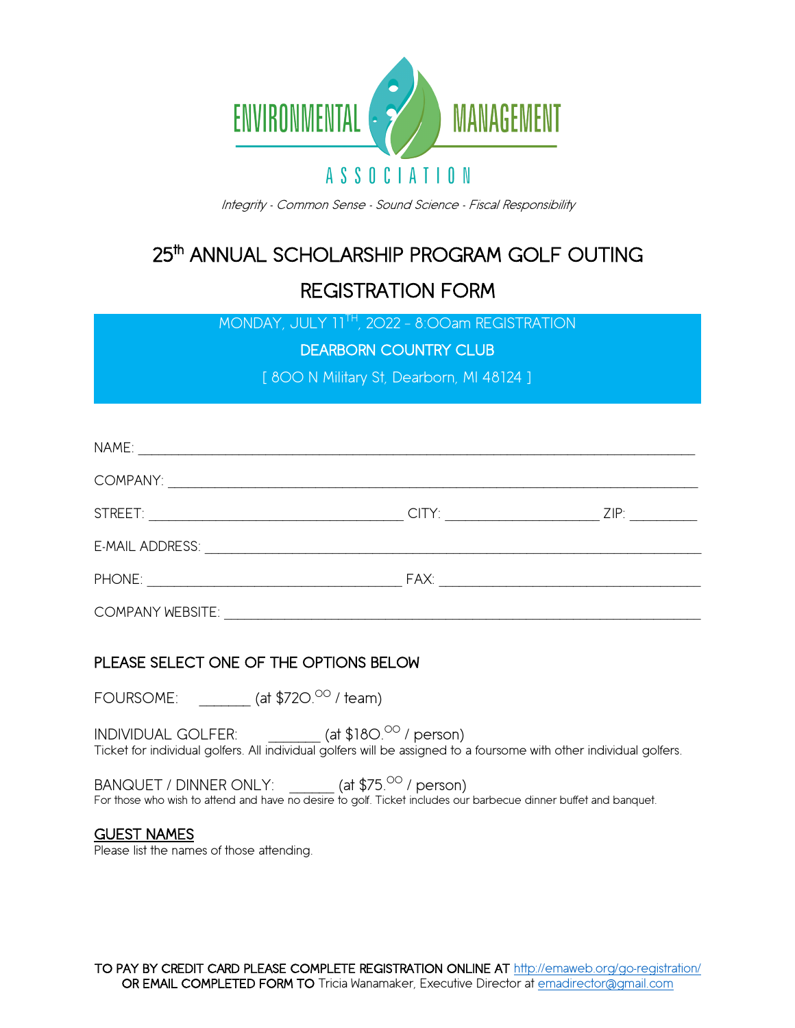ENVIRONMENTAL MANAGEMENT

ASSOCIATION

*Integrity - Common Sense - Sound Science - Fiscal Responsibility*

# 25th ANNUAL SCHOLARSHIP PROGRAM GOLF OUTING

# REGISTRATION FORM

MONDAY, JULY 11TH, 2022 – 8:00am REGISTRATION

DEARBORN COUNTRY CLUB

[ 800 N Military St, Dearborn, MI 48124 ]

NAME: ______________________________________________________________________________

COMPANY: ___________________________________________________________________________

STREET: ___________________________________ CITY: _____________________ ZIP: _________

E-MAIL ADDRESS: _____________________________________________________________________

PHONE: __________________________________ FAX: ___________________________________

COMPANY WEBSITE: ___________________________________________________________________

## PLEASE SELECT ONE OF THE OPTIONS BELOW

FOURSOME: _______ (at $720.00 / team)

INDIVIDUAL GOLFER: _______ (at $180.00 / person)
Ticket for individual golfers. All individual golfers will be assigned to a foursome with other individual golfers.

BANQUET / DINNER ONLY: ______ (at $75.00 / person)
For those who wish to attend and have no desire to golf. Ticket includes our barbecue dinner buffet and banquet.

## GUEST NAMES

Please list the names of those attending.

**TO PAY BY CREDIT CARD PLEASE COMPLETE REGISTRATION ONLINE AT** http://emaweb.org/go-registration/
**OR EMAIL COMPLETED FORM TO** Tricia Wanamaker, Executive Director at emadirector@gmail.com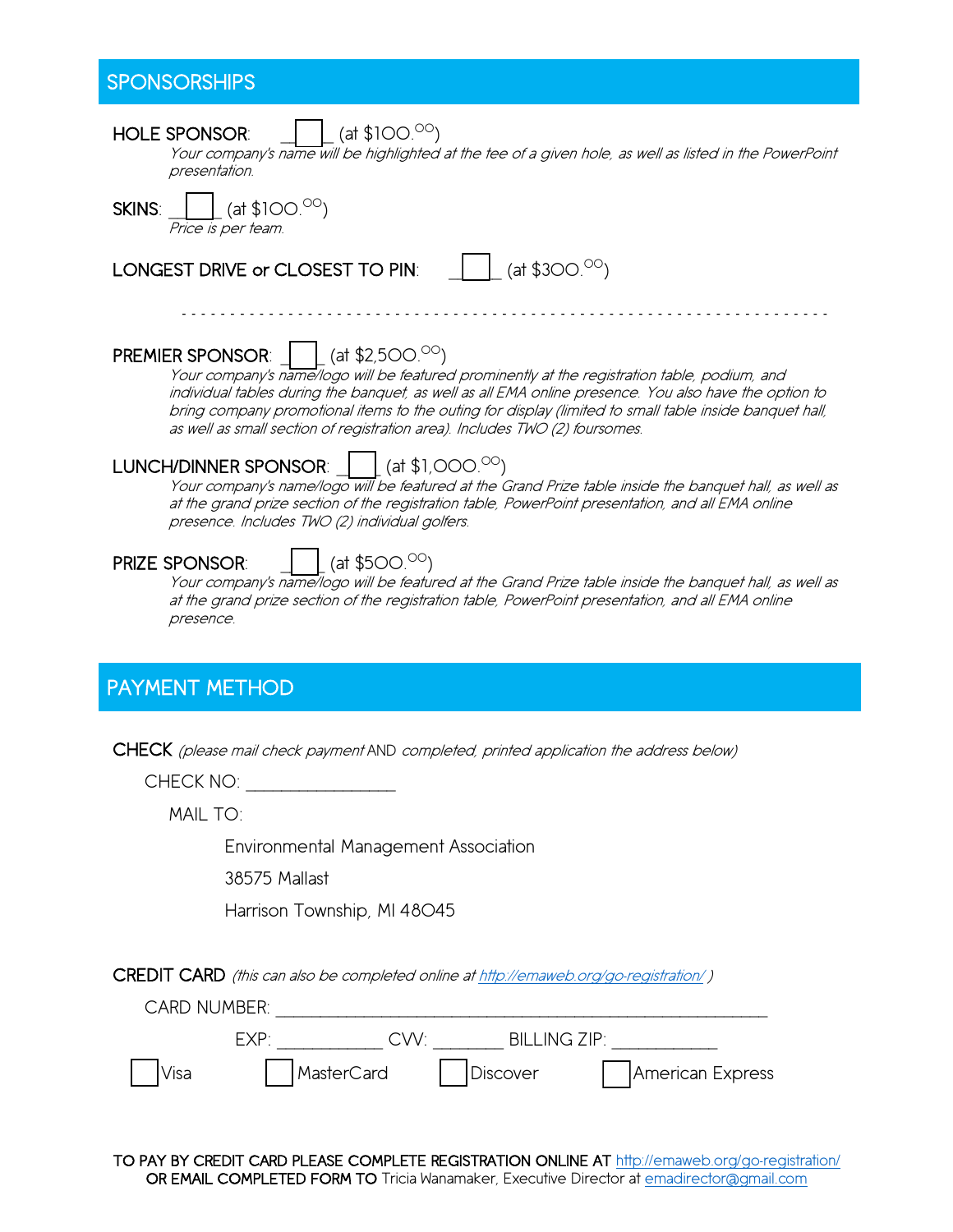## SPONSORSHIPS

**HOLE SPONSOR**: \_\_☐\_\_ (at $100.$^{00}$)

*Your company's name will be highlighted at the tee of a given hole, as well as listed in the PowerPoint presentation.*

**SKINS**: \_\_☐\_\_ (at $100.$^{00}$)

*Price is per team.*

**LONGEST DRIVE or CLOSEST TO PIN**: \_\_☐\_\_ (at $300.$^{00}$)

- - - - - - - - - - - - - - - - - - - - - - - - - - - - - - - - - - - - - - - - - - - - - - - - - - - - - - - -

**PREMIER SPONSOR**: \_\_☐\_\_ (at $2,500.$^{00}$)

*Your company's name/logo will be featured prominently at the registration table, podium, and individual tables during the banquet, as well as all EMA online presence. You also have the option to bring company promotional items to the outing for display (limited to small table inside banquet hall, as well as small section of registration area). Includes TWO (2) foursomes.*

**LUNCH/DINNER SPONSOR**: \_\_☐\_\_ (at $1,000.$^{00}$)

*Your company's name/logo will be featured at the Grand Prize table inside the banquet hall, as well as at the grand prize section of the registration table, PowerPoint presentation, and all EMA online presence. Includes TWO (2) individual golfers.*

**PRIZE SPONSOR**: \_\_☐\_\_ (at $500.$^{00}$)

*Your company's name/logo will be featured at the Grand Prize table inside the banquet hall, as well as at the grand prize section of the registration table, PowerPoint presentation, and all EMA online presence.*

## PAYMENT METHOD

**CHECK** *(please mail check payment* AND *completed, printed application the address below)*

CHECK NO: \_\_\_\_\_\_\_\_\_\_\_\_\_\_\_\_

MAIL TO:

Environmental Management Association
38575 Mallast
Harrison Township, MI 48045

**CREDIT CARD** *(this can also be completed online at http://emaweb.org/go-registration/ )*

CARD NUMBER: \_\_\_\_\_\_\_\_\_\_\_\_\_\_\_\_\_\_\_\_\_\_\_\_\_\_\_\_\_\_\_\_\_\_\_\_\_\_\_\_\_\_\_\_\_\_\_\_\_\_

EXP: \_\_\_\_\_\_\_\_\_\_\_ CVV: \_\_\_\_\_\_\_\_ BILLING ZIP: \_\_\_\_\_\_\_\_\_\_\_

☐ Visa ☐ MasterCard ☐ Discover ☐ American Express

**TO PAY BY CREDIT CARD PLEASE COMPLETE REGISTRATION ONLINE AT** http://emaweb.org/go-registration/ **OR EMAIL COMPLETED FORM TO** Tricia Wanamaker, Executive Director at emadirector@gmail.com